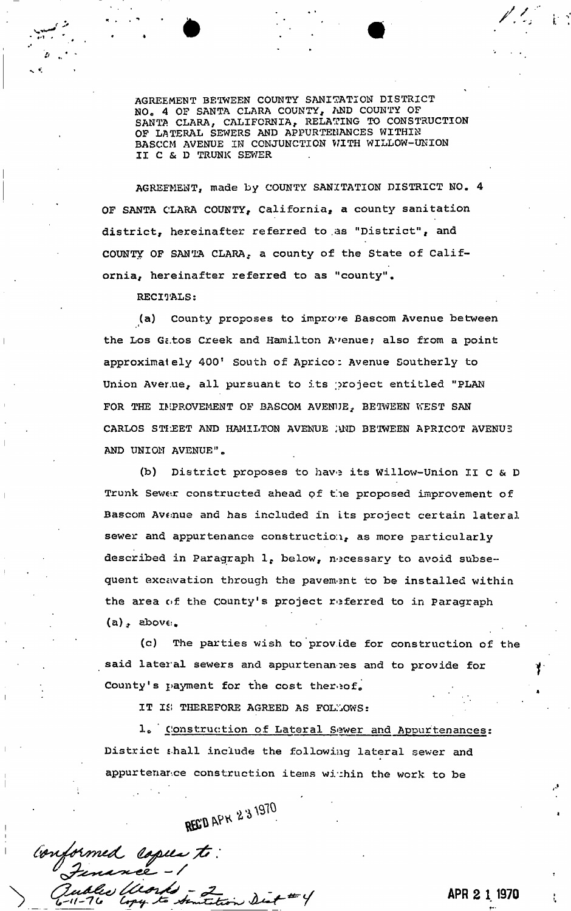AGREEMENT BETWEEN COUNTY SANITATION DISTRICT NO. 4 OF SANTA CLARA COUNTY, AND COUNTY OF SANTA CLARA, CALIFORNIA, RELATING TO CONSTRUCTION OF LATERAL SEWERS AND APPURTENANCES WITHIN BASCOM AVENUE IN CONJUNCTION WITH WILLOW-UNION II C & D TRUNK SEWER

AGREEMENT, made by COUNTY SANITATION DISTRICT NO. 4 OF SANTA CLARA COUNTY, California, a county sanitation district, hereinafter referred to as "District", and COUNTY OF SANTA CLARA, a county of the State of California, hereinafter referred to as "County".

RECITALS:

(a) County proposes to improve Bascom Avenue between the Los Gatos Creek and Hamilton Avenue; also from a point approximately 400' South of Apricot Avenue Southerly to Union Avenue, all pursuant to its project entitled "PLAN FOR THE IMPROVEMENT OF BASCOM AVENUE, BETWEEN WEST SAN CARLOS STREET AND HAMILTON AVENUE AND BETWEEN APRICOT AVENUE AND UNION AVENUE".

(b) District proposes to have its Willow-Union II C & D Trunk Sewer constructed ahead of the proposed improvement of Bascom Avenue and has included in its project certain lateral sewer and appurtenance construction, as more particularly described in Paragraph 1, below, necessary to avoid subsequent excavation through the pavement to be installed within the area of the County's project referred to in Paragraph (a), above.

(c) The parties wish to provide for construction of the said lateral sewers and appurtenances and to provide for County's payment for the cost thereof.

IT IS THEREFORE AGREED AS FOLLOWS:

1. Construction of Lateral Sewer and Appurtenances: District shall include the following lateral sewer and appurtenance construction items within the work to be

REC'D APR 23 1970

Conformed copies to:
Finance - 1
Public Works - 2
6-11-76 Copy to Sanitation Dist #4

APR 21 1970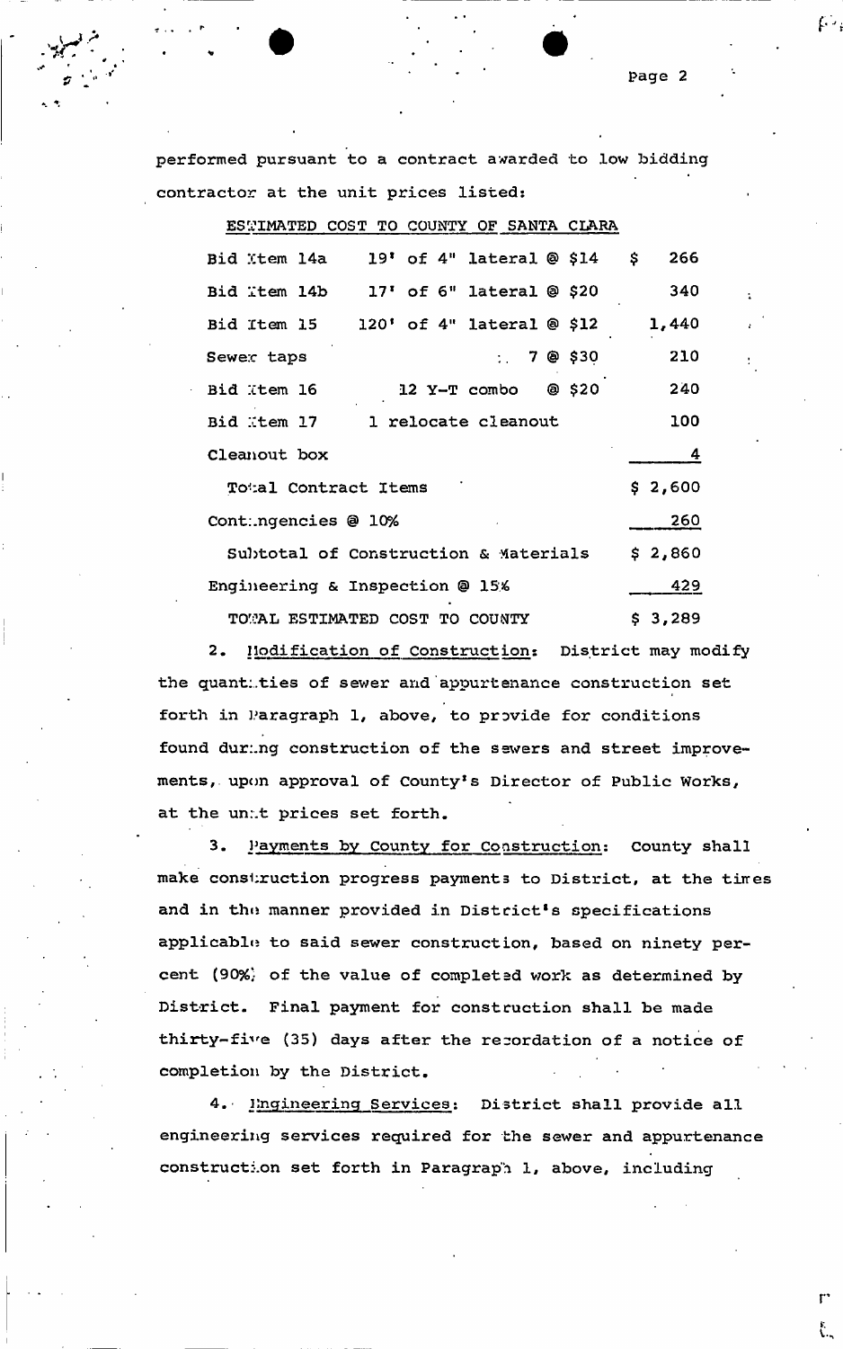performed pursuant to a contract awarded to low bidding contractor at the unit prices listed:

ESTIMATED COST TO COUNTY OF SANTA CLARA

| | | |
|---|---|---|
| Bid Item 14a | 19' of 4" lateral @ $14 | $ 266 |
| Bid Item 14b | 17' of 6" lateral @ $20 | 340 |
| Bid Item 15 | 120' of 4" lateral @ $12 | 1,440 |
| Sewer taps | 7 @ $30 | 210 |
| Bid Item 16 | 12 Y-T combo @ $20 | 240 |
| Bid Item 17 | 1 relocate cleanout | 100 |
| Cleanout box | | 4 |
| Total Contract Items | | $ 2,600 |
| Contingencies @ 10% | | 260 |
| Subtotal of Construction & Materials | | $ 2,860 |
| Engineering & Inspection @ 15% | | 429 |
| TOTAL ESTIMATED COST TO COUNTY | | $ 3,289 |

2. Modification of Construction: District may modify the quantities of sewer and appurtenance construction set forth in Paragraph 1, above, to provide for conditions found during construction of the sewers and street improvements, upon approval of County's Director of Public Works, at the unit prices set forth.

3. Payments by County for Construction: County shall make construction progress payments to District, at the times and in the manner provided in District's specifications applicable to said sewer construction, based on ninety percent (90%) of the value of completed work as determined by District. Final payment for construction shall be made thirty-five (35) days after the recordation of a notice of completion by the District.

4. Engineering Services: District shall provide all engineering services required for the sewer and appurtenance construction set forth in Paragraph 1, above, including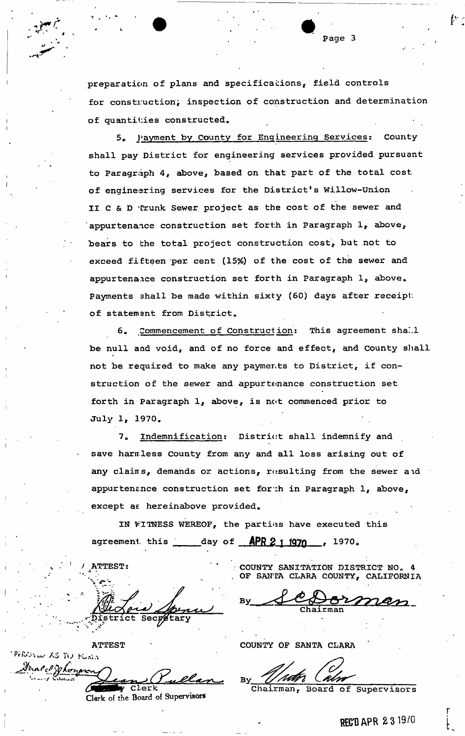preparation of plans and specifications, field controls for construction, inspection of construction and determination of quantities constructed.

5. Payment by County for Engineering Services: County shall pay District for engineering services provided pursuant to Paragraph 4, above, based on that part of the total cost of engineering services for the District's Willow-Union II C & D Trunk Sewer project as the cost of the sewer and appurtenance construction set forth in Paragraph 1, above, bears to the total project construction cost, but not to exceed fifteen per cent (15%) of the cost of the sewer and appurtenance construction set forth in Paragraph 1, above. Payments shall be made within sixty (60) days after receipt of statement from District.

6. Commencement of Construction: This agreement shall be null and void, and of no force and effect, and County shall not be required to make any payments to District, if construction of the sewer and appurtenance construction set forth in Paragraph 1, above, is not commenced prior to July 1, 1970.

7. Indemnification: District shall indemnify and save harmless County from any and all loss arising out of any claims, demands or actions, resulting from the sewer and appurtenance construction set forth in Paragraph 1, above, except as hereinabove provided.

IN WITNESS WEREOF, the parties have executed this agreement this ____ day of **APR 2 1 1970**, 1970.

ATTEST:

DeLoris Spencer
District Secretary

COUNTY SANITATION DISTRICT NO. 4 OF SANTA CLARA COUNTY, CALIFORNIA

By S C Dorman
Chairman

ATTEST

APPROVED AS TO FORM
Donald J. Thompson
County Counsel

Jean Pullan
Deputy Clerk
Clerk of the Board of Supervisors

COUNTY OF SANTA CLARA

By Victor Calvo
Chairman, Board of Supervisors

REC'D APR 23 1970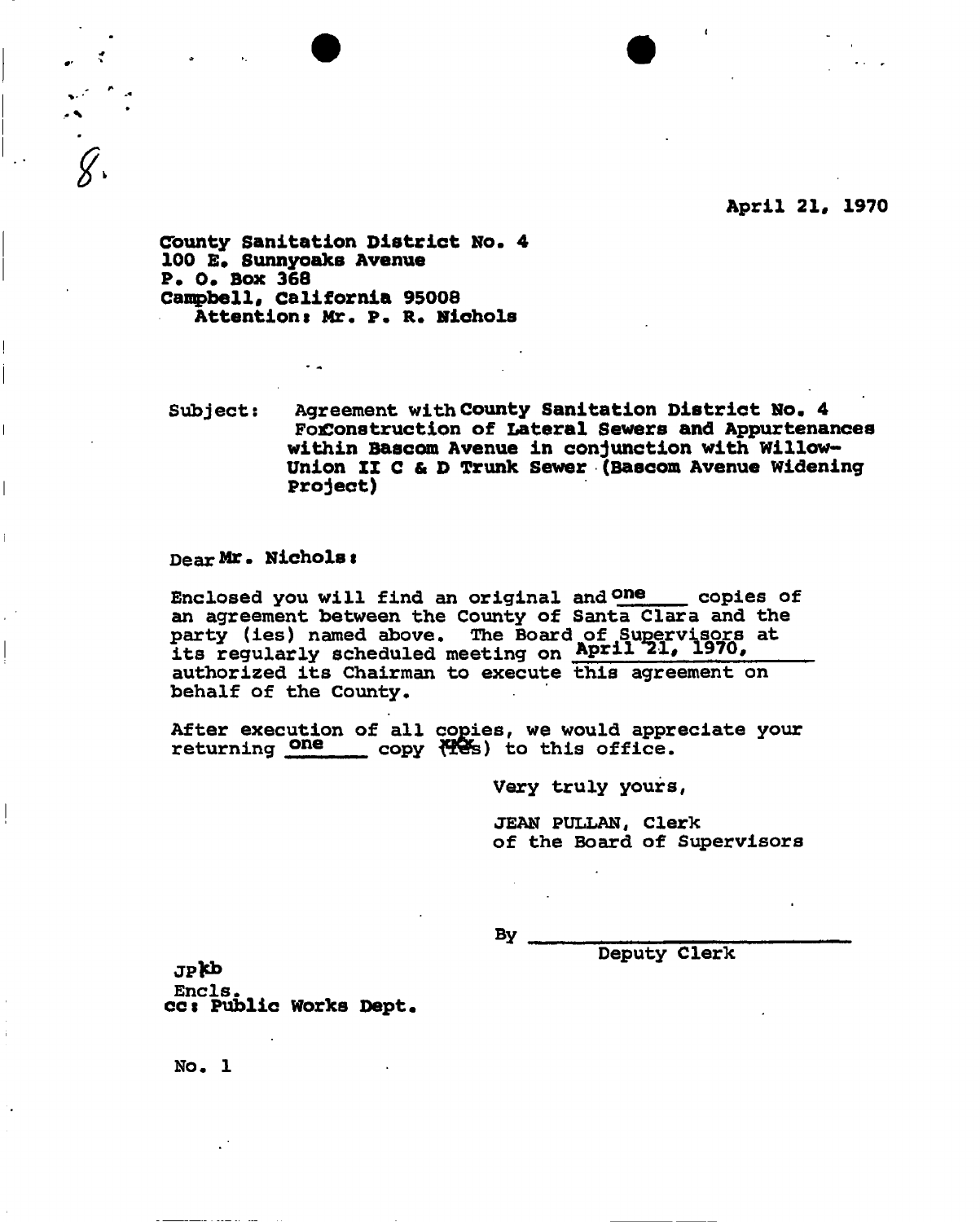8.

April 21, 1970

County Sanitation District No. 4
100 E. Sunnyoaks Avenue
P. O. Box 368
Campbell, California 95008
Attention: Mr. P. R. Nichols

Subject: Agreement with County Sanitation District No. 4 ForConstruction of Lateral Sewers and Appurtenances within Bascom Avenue in conjunction with Willow-Union II C & D Trunk Sewer (Bascom Avenue Widening Project)

Dear Mr. Nichols:

Enclosed you will find an original and one copies of an agreement between the County of Santa Clara and the party (ies) named above. The Board of Supervisors at its regularly scheduled meeting on April 21, 1970, authorized its Chairman to execute this agreement on behalf of the County.

After execution of all copies, we would appreciate your returning one copy (ies) to this office.

Very truly yours,

JEAN PULLAN, Clerk
of the Board of Supervisors

By ______________________
Deputy Clerk

JP kb
Encls.
cc: Public Works Dept.

No. 1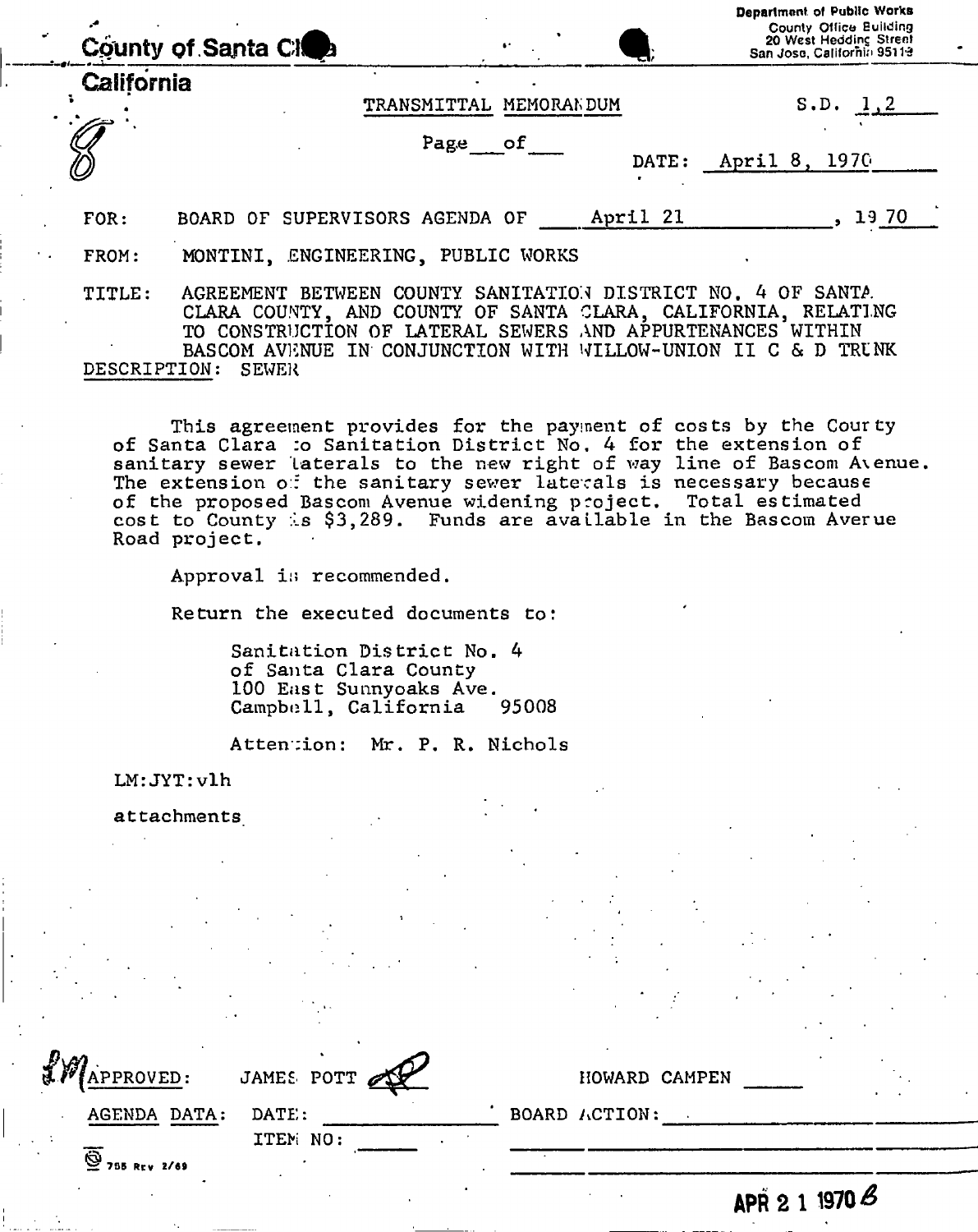County of Santa Clara
California

Department of Public Works
County Office Building
20 West Hedding Street
San Jose, California 95110

8

TRANSMITTAL MEMORANDUM

S.D. 1,2

Page ___ of ___

DATE: April 8, 1970

FOR: BOARD OF SUPERVISORS AGENDA OF April 21, 1970

FROM: MONTINI, ENGINEERING, PUBLIC WORKS

TITLE: AGREEMENT BETWEEN COUNTY SANITATION DISTRICT NO. 4 OF SANTA CLARA COUNTY, AND COUNTY OF SANTA CLARA, CALIFORNIA, RELATING TO CONSTRUCTION OF LATERAL SEWERS AND APPURTENANCES WITHIN BASCOM AVENUE IN CONJUNCTION WITH WILLOW-UNION II C & D TRUNK

DESCRIPTION: SEWER

This agreement provides for the payment of costs by the County of Santa Clara to Sanitation District No. 4 for the extension of sanitary sewer laterals to the new right of way line of Bascom Avenue. The extension of the sanitary sewer laterals is necessary because of the proposed Bascom Avenue widening project. Total estimated cost to County is $3,289. Funds are available in the Bascom Avenue Road project.

Approval is recommended.

Return the executed documents to:

Sanitation District No. 4
of Santa Clara County
100 East Sunnyoaks Ave.
Campbell, California 95008

Attention: Mr. P. R. Nichols

LM:JYT:vlh

attachments

LM APPROVED: JAMES POTT

HOWARD CAMPEN

AGENDA DATA: DATE: ___________ BOARD ACTION: ___________

ITEM NO: ______

755 Rev 2/69

APR 2 1 1970 B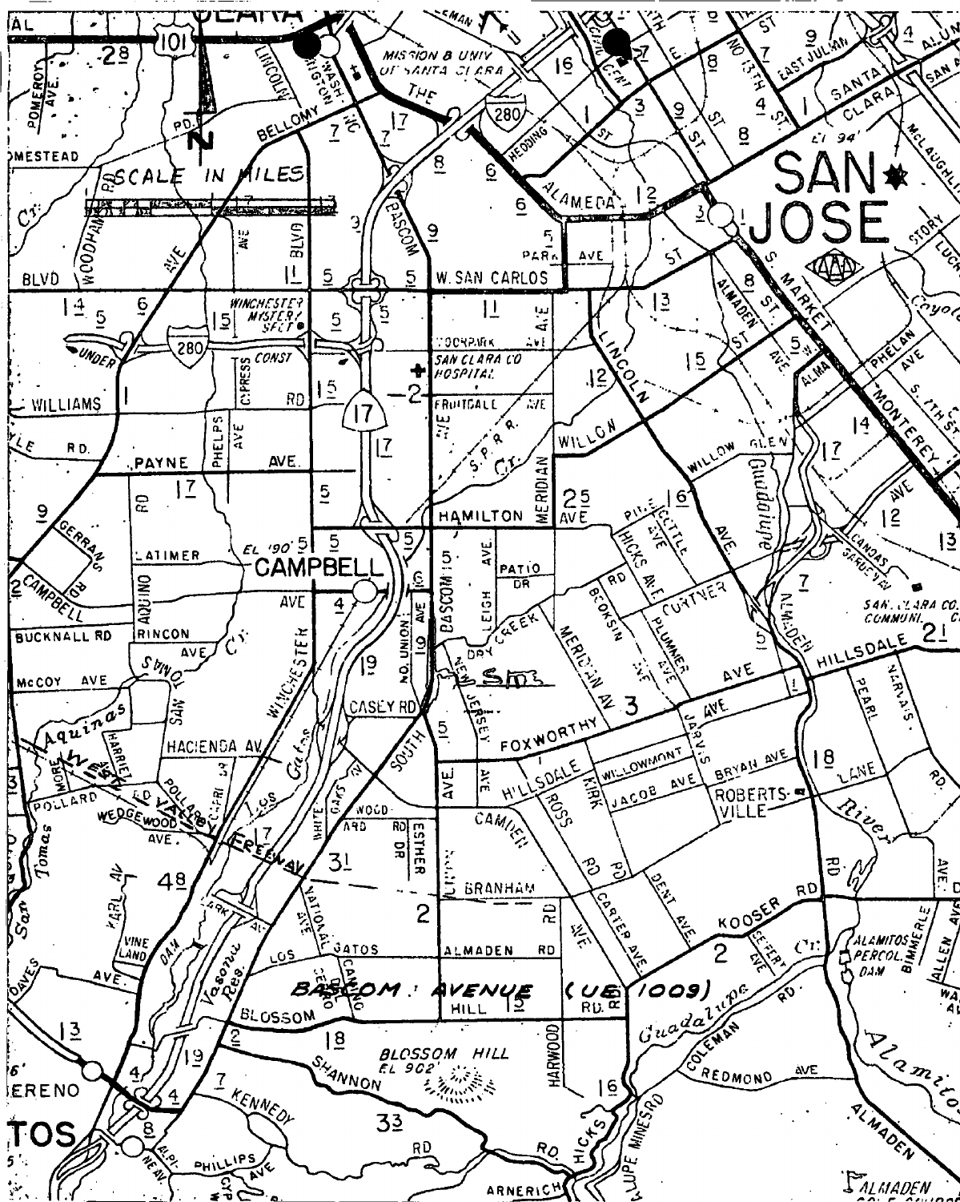SAN JOSE

CAMPBELL

SCALE IN MILES

N

MISSION & UNIV OF SANTA CLARA

WINCHESTER MYSTERY SPOT

SAN CLARA CO HOSPITAL

SAN CLARA CO. COMMUNI.

ROBERTS-VILLE

BLOSSOM HILL EL 902'

BASCOM AVENUE (UE 1009)

ALAMITOS PERCOL. DAM

Vasona Res.

Guadalupe River

Los Gatos Cr.

San Tomas

Coyote

Alamitos

ALMADEN

101

280

17

W. SAN CARLOS

ALAMEDA

HAMILTON AVE

CAMPBELL AVE

HILLSDALE AVE

FOXWORTHY AVE

CAMDEN

BRANHAM

ALMADEN RD

BLOSSOM HILL RD

SHANNON

KENNEDY

KOOSER RD

WILLOW GLEN

WILLIAMS RD

PAYNE AVE

BELLOMY

HEDDING ST

PARK AVE

SANTA CLARA

EAST JULIAN

S. MARKET

MONTEREY

PHELAN AVE

LINCOLN AVE

MERIDIAN AVE

BASCOM

WINCHESTER

SOUTH

CASEY RD

NO. UNION AVE

LOS GATOS

HARWOOD RD

HICKS RD

COLEMAN

REDMOND AVE

ALMADEN EXPY

ARNERICH

PHILLIPS AVE

VINE LAND AVE

BUCKNALL RD

McCOY AVE

POLLARD RD

WEDGEWOOD AVE.

HACIENDA AV.

LATIMER

RINCON AVE

WEST VALLEY FREEWAY

EL 90'

EL 94'

S.P.R.R.

DRY CREEK